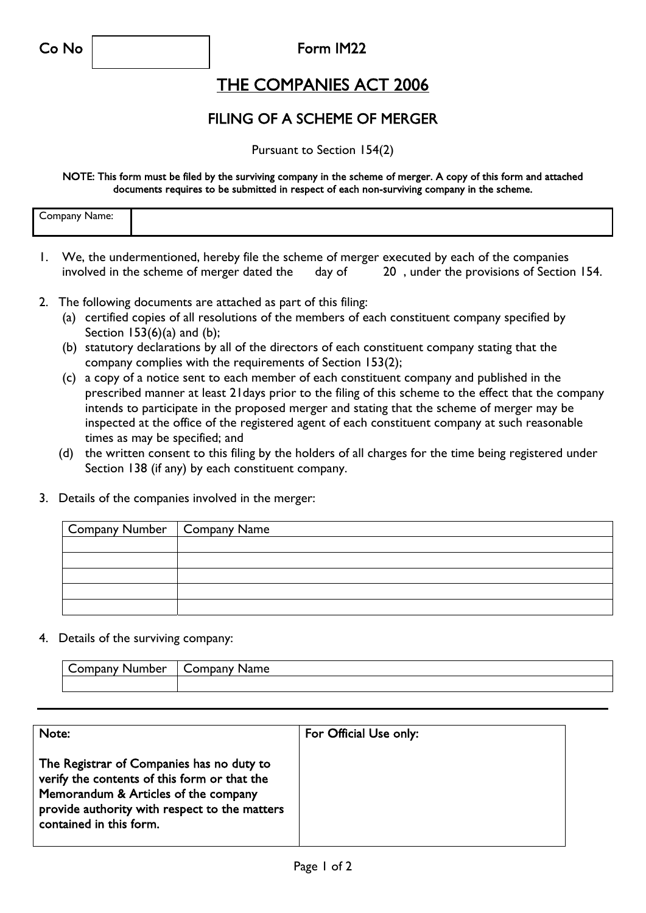Co No | |
--- | ---

Form IM22

# THE COMPANIES ACT 2006

## FILING OF A SCHEME OF MERGER

Pursuant to Section 154(2)

**NOTE: This form must be filed by the surviving company in the scheme of merger. A copy of this form and attached documents requires to be submitted in respect of each non-surviving company in the scheme.**

| Company Name: | |
| --- | --- |

1. We, the undermentioned, hereby file the scheme of merger executed by each of the companies involved in the scheme of merger dated the day of 20 , under the provisions of Section 154.

2. The following documents are attached as part of this filing:
   (a) certified copies of all resolutions of the members of each constituent company specified by Section 153(6)(a) and (b);
   (b) statutory declarations by all of the directors of each constituent company stating that the company complies with the requirements of Section 153(2);
   (c) a copy of a notice sent to each member of each constituent company and published in the prescribed manner at least 21days prior to the filing of this scheme to the effect that the company intends to participate in the proposed merger and stating that the scheme of merger may be inspected at the office of the registered agent of each constituent company at such reasonable times as may be specified; and
   (d) the written consent to this filing by the holders of all charges for the time being registered under Section 138 (if any) by each constituent company.

3. Details of the companies involved in the merger:

| Company Number | Company Name |
| --- | --- |
| | |
| | |
| | |
| | |
| | |

4. Details of the surviving company:

| Company Number | Company Name |
| --- | --- |
| | |

| Note: | For Official Use only: |
| --- | --- |
| **The Registrar of Companies has no duty to verify the contents of this form or that the Memorandum & Articles of the company provide authority with respect to the matters contained in this form.** | |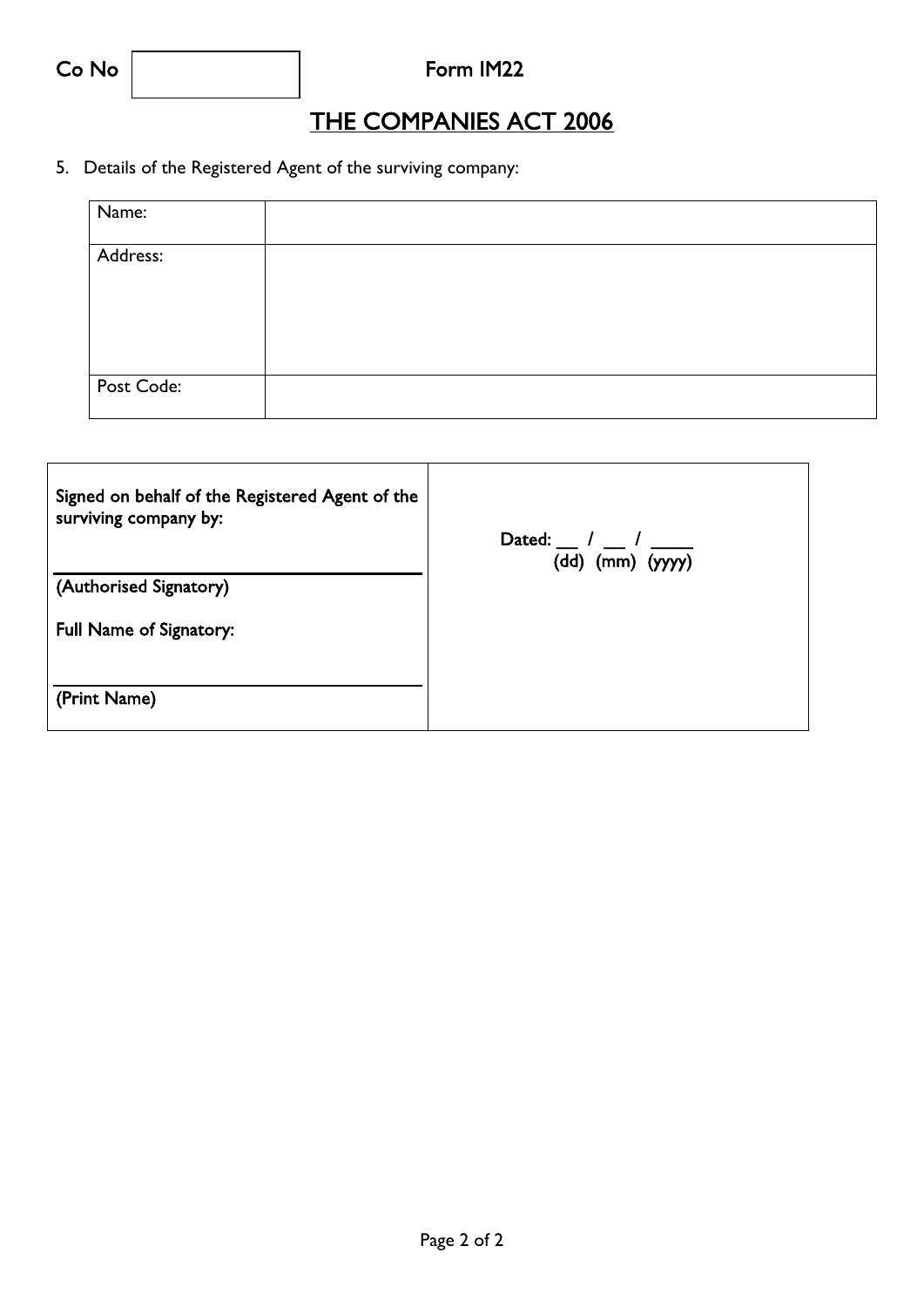Co No | | Form IM22

# THE COMPANIES ACT 2006

5. Details of the Registered Agent of the surviving company:

| | |
|---|---|
| Name: | |
| Address: | |
| Post Code: | |

| | |
|---|---|
| **Signed on behalf of the Registered Agent of the surviving company by:**<br><br>______________________<br>**(Authorised Signatory)**<br><br>**Full Name of Signatory:**<br><br>______________________<br>**(Print Name)** | **Dated: __ / __ / ____**<br>**(dd) (mm) (yyyy)** |